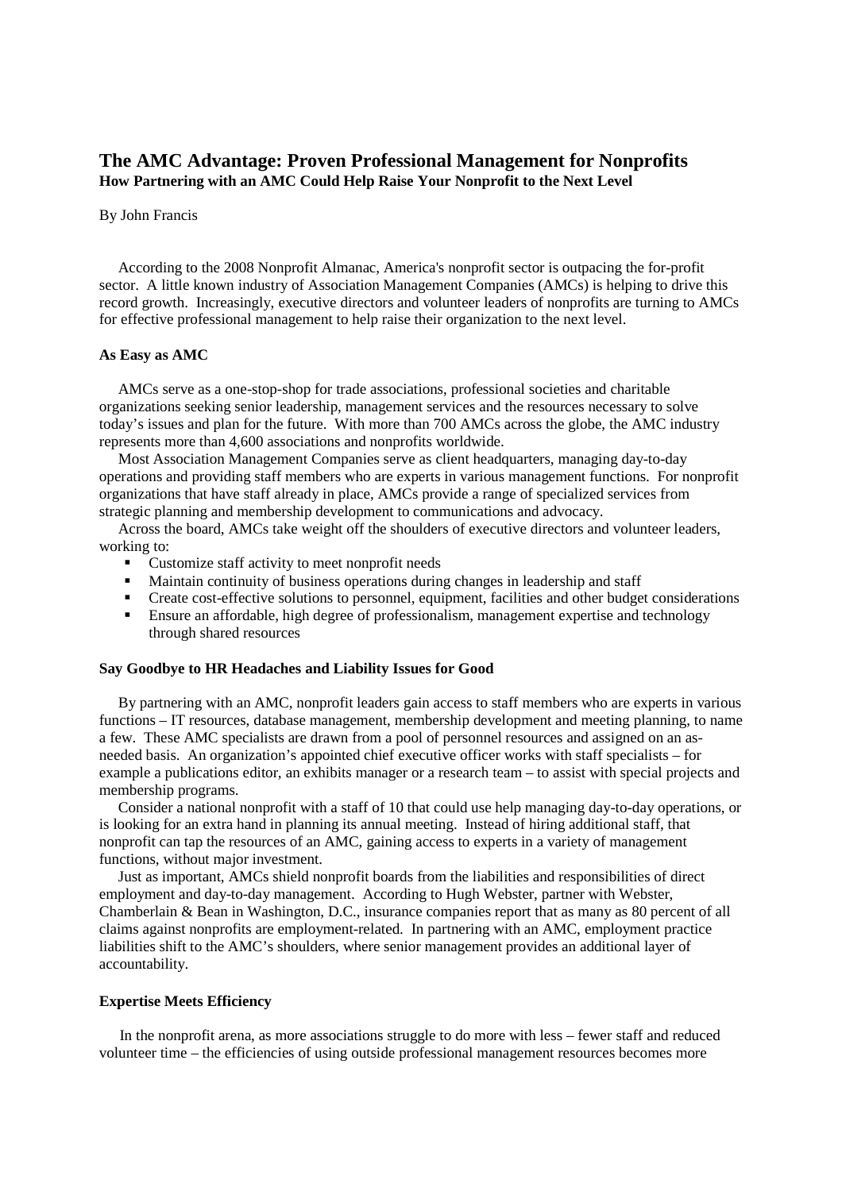# The AMC Advantage: Proven Professional Management for Nonprofits

**How Partnering with an AMC Could Help Raise Your Nonprofit to the Next Level**

By John Francis

According to the 2008 Nonprofit Almanac, America's nonprofit sector is outpacing the for-profit sector. A little known industry of Association Management Companies (AMCs) is helping to drive this record growth. Increasingly, executive directors and volunteer leaders of nonprofits are turning to AMCs for effective professional management to help raise their organization to the next level.

## As Easy as AMC

AMCs serve as a one-stop-shop for trade associations, professional societies and charitable organizations seeking senior leadership, management services and the resources necessary to solve today's issues and plan for the future. With more than 700 AMCs across the globe, the AMC industry represents more than 4,600 associations and nonprofits worldwide.

Most Association Management Companies serve as client headquarters, managing day-to-day operations and providing staff members who are experts in various management functions. For nonprofit organizations that have staff already in place, AMCs provide a range of specialized services from strategic planning and membership development to communications and advocacy.

Across the board, AMCs take weight off the shoulders of executive directors and volunteer leaders, working to:

- Customize staff activity to meet nonprofit needs
- Maintain continuity of business operations during changes in leadership and staff
- Create cost-effective solutions to personnel, equipment, facilities and other budget considerations
- Ensure an affordable, high degree of professionalism, management expertise and technology through shared resources

## Say Goodbye to HR Headaches and Liability Issues for Good

By partnering with an AMC, nonprofit leaders gain access to staff members who are experts in various functions – IT resources, database management, membership development and meeting planning, to name a few. These AMC specialists are drawn from a pool of personnel resources and assigned on an as-needed basis. An organization's appointed chief executive officer works with staff specialists – for example a publications editor, an exhibits manager or a research team – to assist with special projects and membership programs.

Consider a national nonprofit with a staff of 10 that could use help managing day-to-day operations, or is looking for an extra hand in planning its annual meeting. Instead of hiring additional staff, that nonprofit can tap the resources of an AMC, gaining access to experts in a variety of management functions, without major investment.

Just as important, AMCs shield nonprofit boards from the liabilities and responsibilities of direct employment and day-to-day management. According to Hugh Webster, partner with Webster, Chamberlain & Bean in Washington, D.C., insurance companies report that as many as 80 percent of all claims against nonprofits are employment-related. In partnering with an AMC, employment practice liabilities shift to the AMC's shoulders, where senior management provides an additional layer of accountability.

## Expertise Meets Efficiency

In the nonprofit arena, as more associations struggle to do more with less – fewer staff and reduced volunteer time – the efficiencies of using outside professional management resources becomes more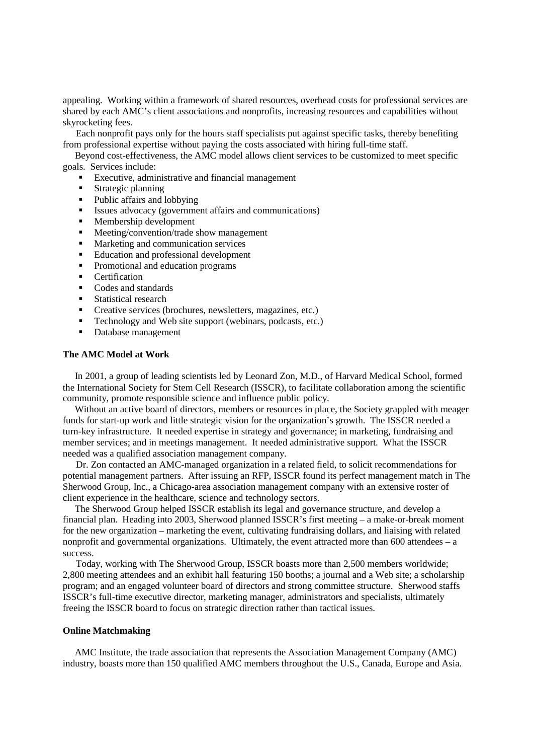appealing. Working within a framework of shared resources, overhead costs for professional services are shared by each AMC's client associations and nonprofits, increasing resources and capabilities without skyrocketing fees.

Each nonprofit pays only for the hours staff specialists put against specific tasks, thereby benefiting from professional expertise without paying the costs associated with hiring full-time staff.

Beyond cost-effectiveness, the AMC model allows client services to be customized to meet specific goals. Services include:

- Executive, administrative and financial management
- Strategic planning
- Public affairs and lobbying
- Issues advocacy (government affairs and communications)
- Membership development
- Meeting/convention/trade show management
- Marketing and communication services
- Education and professional development
- Promotional and education programs
- Certification
- Codes and standards
- Statistical research
- Creative services (brochures, newsletters, magazines, etc.)
- Technology and Web site support (webinars, podcasts, etc.)
- Database management

**The AMC Model at Work**

In 2001, a group of leading scientists led by Leonard Zon, M.D., of Harvard Medical School, formed the International Society for Stem Cell Research (ISSCR), to facilitate collaboration among the scientific community, promote responsible science and influence public policy.

Without an active board of directors, members or resources in place, the Society grappled with meager funds for start-up work and little strategic vision for the organization's growth. The ISSCR needed a turn-key infrastructure. It needed expertise in strategy and governance; in marketing, fundraising and member services; and in meetings management. It needed administrative support. What the ISSCR needed was a qualified association management company.

Dr. Zon contacted an AMC-managed organization in a related field, to solicit recommendations for potential management partners. After issuing an RFP, ISSCR found its perfect management match in The Sherwood Group, Inc., a Chicago-area association management company with an extensive roster of client experience in the healthcare, science and technology sectors.

The Sherwood Group helped ISSCR establish its legal and governance structure, and develop a financial plan. Heading into 2003, Sherwood planned ISSCR's first meeting – a make-or-break moment for the new organization – marketing the event, cultivating fundraising dollars, and liaising with related nonprofit and governmental organizations. Ultimately, the event attracted more than 600 attendees – a success.

Today, working with The Sherwood Group, ISSCR boasts more than 2,500 members worldwide; 2,800 meeting attendees and an exhibit hall featuring 150 booths; a journal and a Web site; a scholarship program; and an engaged volunteer board of directors and strong committee structure. Sherwood staffs ISSCR's full-time executive director, marketing manager, administrators and specialists, ultimately freeing the ISSCR board to focus on strategic direction rather than tactical issues.

**Online Matchmaking**

AMC Institute, the trade association that represents the Association Management Company (AMC) industry, boasts more than 150 qualified AMC members throughout the U.S., Canada, Europe and Asia.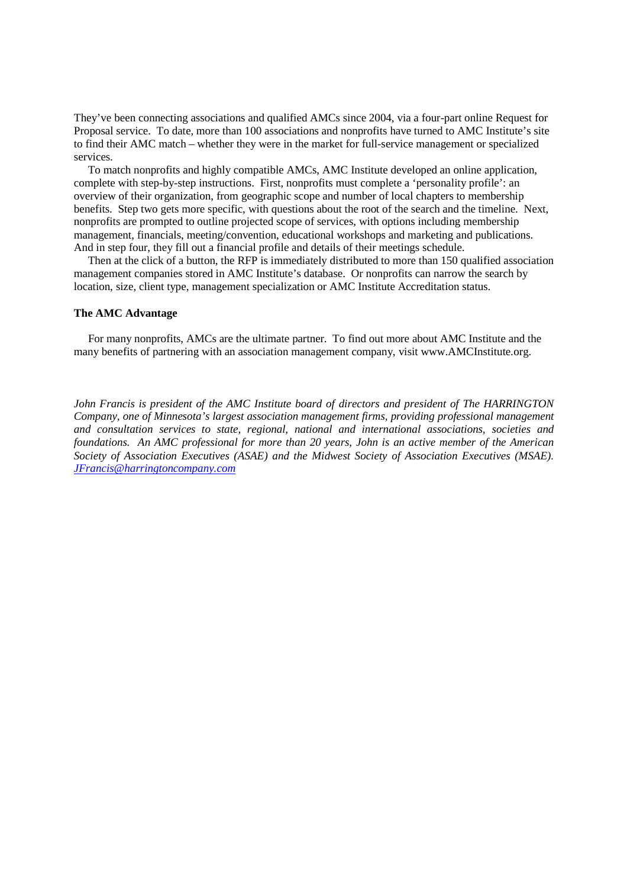They've been connecting associations and qualified AMCs since 2004, via a four-part online Request for Proposal service. To date, more than 100 associations and nonprofits have turned to AMC Institute's site to find their AMC match – whether they were in the market for full-service management or specialized services.

To match nonprofits and highly compatible AMCs, AMC Institute developed an online application, complete with step-by-step instructions. First, nonprofits must complete a 'personality profile': an overview of their organization, from geographic scope and number of local chapters to membership benefits. Step two gets more specific, with questions about the root of the search and the timeline. Next, nonprofits are prompted to outline projected scope of services, with options including membership management, financials, meeting/convention, educational workshops and marketing and publications. And in step four, they fill out a financial profile and details of their meetings schedule.

Then at the click of a button, the RFP is immediately distributed to more than 150 qualified association management companies stored in AMC Institute's database. Or nonprofits can narrow the search by location, size, client type, management specialization or AMC Institute Accreditation status.

**The AMC Advantage**

For many nonprofits, AMCs are the ultimate partner. To find out more about AMC Institute and the many benefits of partnering with an association management company, visit www.AMCInstitute.org.

*John Francis is president of the AMC Institute board of directors and president of The HARRINGTON Company, one of Minnesota's largest association management firms, providing professional management and consultation services to state, regional, national and international associations, societies and foundations. An AMC professional for more than 20 years, John is an active member of the American Society of Association Executives (ASAE) and the Midwest Society of Association Executives (MSAE).* [JFrancis@harringtoncompany.com](mailto:JFrancis@harringtoncompany.com)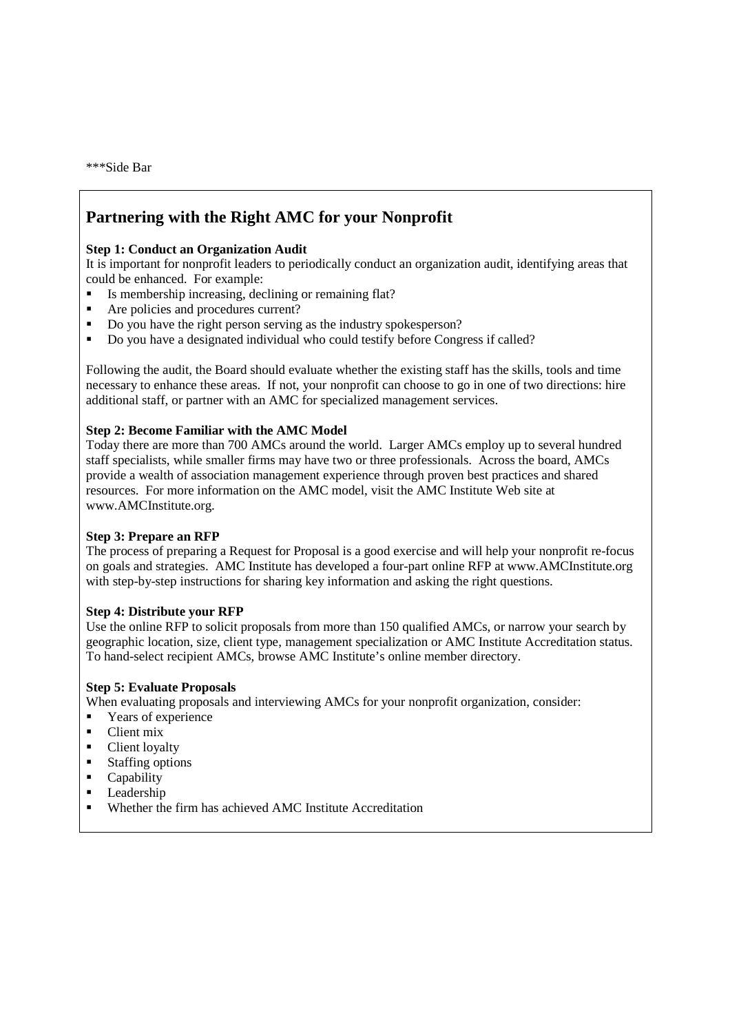***Side Bar

## Partnering with the Right AMC for your Nonprofit

**Step 1: Conduct an Organization Audit**

It is important for nonprofit leaders to periodically conduct an organization audit, identifying areas that could be enhanced. For example:

- Is membership increasing, declining or remaining flat?
- Are policies and procedures current?
- Do you have the right person serving as the industry spokesperson?
- Do you have a designated individual who could testify before Congress if called?

Following the audit, the Board should evaluate whether the existing staff has the skills, tools and time necessary to enhance these areas. If not, your nonprofit can choose to go in one of two directions: hire additional staff, or partner with an AMC for specialized management services.

**Step 2: Become Familiar with the AMC Model**

Today there are more than 700 AMCs around the world. Larger AMCs employ up to several hundred staff specialists, while smaller firms may have two or three professionals. Across the board, AMCs provide a wealth of association management experience through proven best practices and shared resources. For more information on the AMC model, visit the AMC Institute Web site at www.AMCInstitute.org.

**Step 3: Prepare an RFP**

The process of preparing a Request for Proposal is a good exercise and will help your nonprofit re-focus on goals and strategies. AMC Institute has developed a four-part online RFP at www.AMCInstitute.org with step-by-step instructions for sharing key information and asking the right questions.

**Step 4: Distribute your RFP**

Use the online RFP to solicit proposals from more than 150 qualified AMCs, or narrow your search by geographic location, size, client type, management specialization or AMC Institute Accreditation status. To hand-select recipient AMCs, browse AMC Institute's online member directory.

**Step 5: Evaluate Proposals**

When evaluating proposals and interviewing AMCs for your nonprofit organization, consider:

- Years of experience
- Client mix
- Client loyalty
- Staffing options
- Capability
- Leadership
- Whether the firm has achieved AMC Institute Accreditation